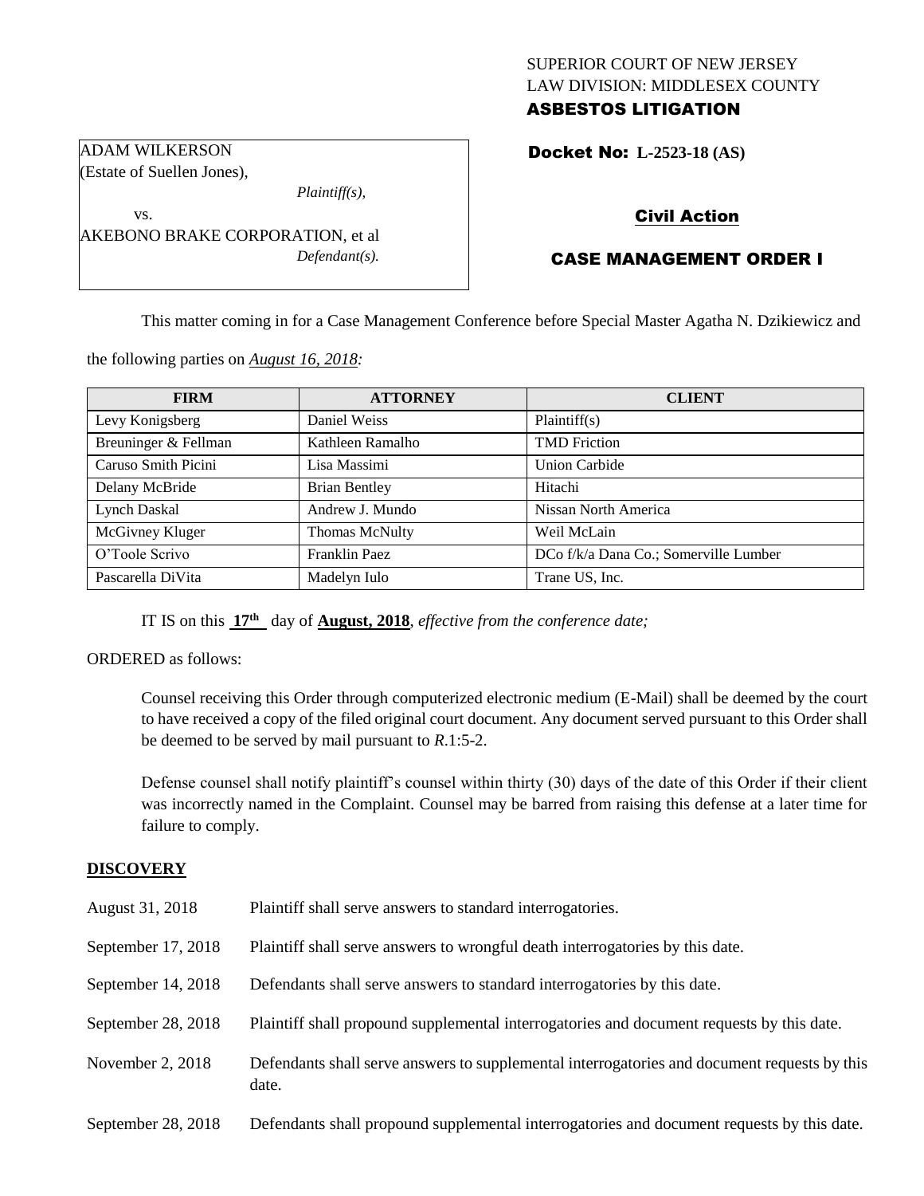SUPERIOR COURT OF NEW JERSEY
LAW DIVISION: MIDDLESEX COUNTY
**ASBESTOS LITIGATION**

ADAM WILKERSON
(Estate of Suellen Jones),
*Plaintiff(s),*
vs.
AKEBONO BRAKE CORPORATION, et al
*Defendant(s).*

**Docket No: L-2523-18 (AS)**

**Civil Action**

## CASE MANAGEMENT ORDER I

This matter coming in for a Case Management Conference before Special Master Agatha N. Dzikiewicz and the following parties on *August 16, 2018:*

| FIRM | ATTORNEY | CLIENT |
|---|---|---|
| Levy Konigsberg | Daniel Weiss | Plaintiff(s) |
| Breuninger & Fellman | Kathleen Ramalho | TMD Friction |
| Caruso Smith Picini | Lisa Massimi | Union Carbide |
| Delany McBride | Brian Bentley | Hitachi |
| Lynch Daskal | Andrew J. Mundo | Nissan North America |
| McGivney Kluger | Thomas McNulty | Weil McLain |
| O'Toole Scrivo | Franklin Paez | DCo f/k/a Dana Co.; Somerville Lumber |
| Pascarella DiVita | Madelyn Iulo | Trane US, Inc. |

IT IS on this **17th** day of **August, 2018**, *effective from the conference date;*

ORDERED as follows:

Counsel receiving this Order through computerized electronic medium (E-Mail) shall be deemed by the court to have received a copy of the filed original court document. Any document served pursuant to this Order shall be deemed to be served by mail pursuant to *R*.1:5-2.

Defense counsel shall notify plaintiff's counsel within thirty (30) days of the date of this Order if their client was incorrectly named in the Complaint. Counsel may be barred from raising this defense at a later time for failure to comply.

### DISCOVERY

| | |
|---|---|
| August 31, 2018 | Plaintiff shall serve answers to standard interrogatories. |
| September 17, 2018 | Plaintiff shall serve answers to wrongful death interrogatories by this date. |
| September 14, 2018 | Defendants shall serve answers to standard interrogatories by this date. |
| September 28, 2018 | Plaintiff shall propound supplemental interrogatories and document requests by this date. |
| November 2, 2018 | Defendants shall serve answers to supplemental interrogatories and document requests by this date. |
| September 28, 2018 | Defendants shall propound supplemental interrogatories and document requests by this date. |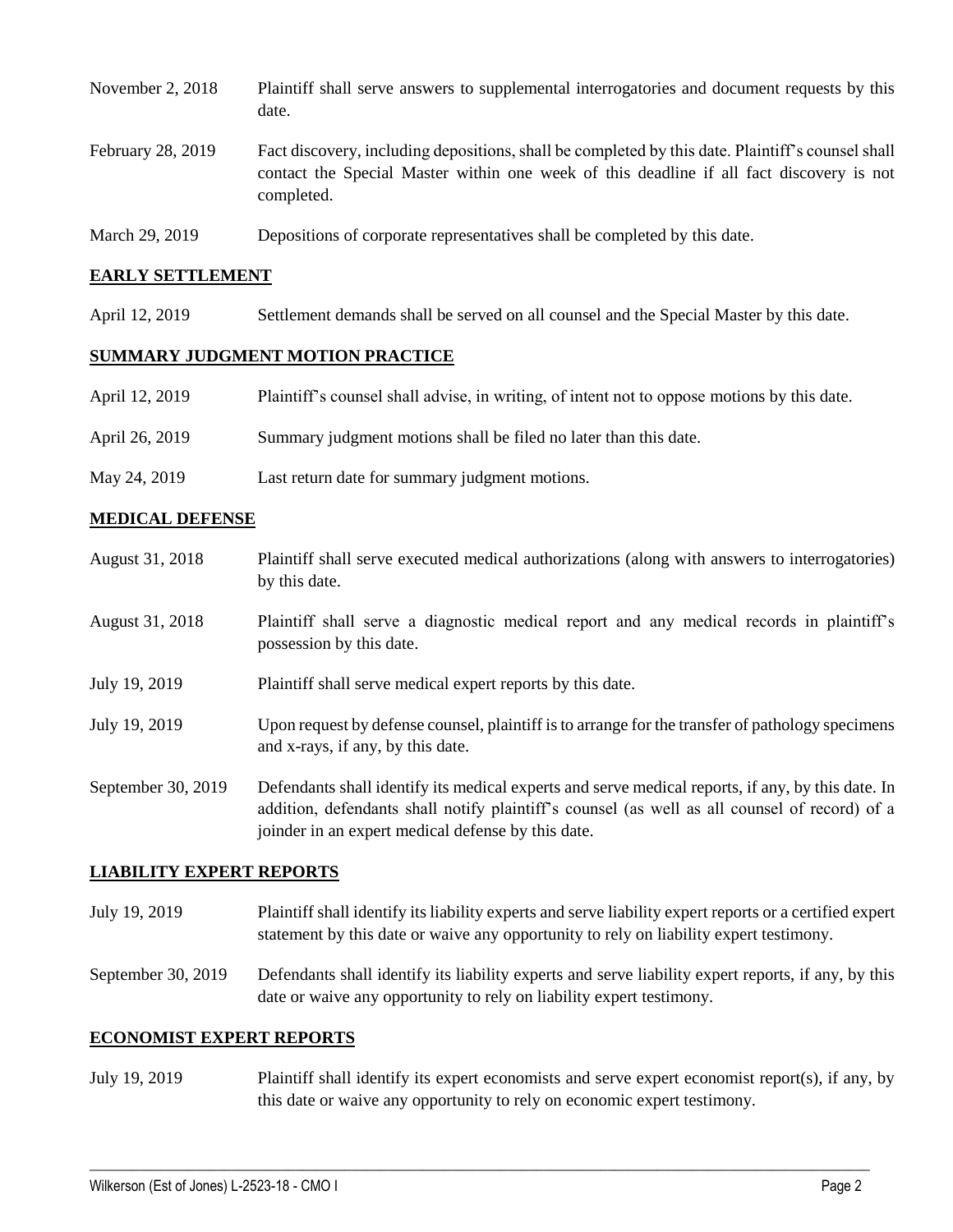| | |
|---|---|
| November 2, 2018 | Plaintiff shall serve answers to supplemental interrogatories and document requests by this date. |
| February 28, 2019 | Fact discovery, including depositions, shall be completed by this date. Plaintiff's counsel shall contact the Special Master within one week of this deadline if all fact discovery is not completed. |
| March 29, 2019 | Depositions of corporate representatives shall be completed by this date. |

**EARLY SETTLEMENT**

| | |
|---|---|
| April 12, 2019 | Settlement demands shall be served on all counsel and the Special Master by this date. |

**SUMMARY JUDGMENT MOTION PRACTICE**

| | |
|---|---|
| April 12, 2019 | Plaintiff's counsel shall advise, in writing, of intent not to oppose motions by this date. |
| April 26, 2019 | Summary judgment motions shall be filed no later than this date. |
| May 24, 2019 | Last return date for summary judgment motions. |

**MEDICAL DEFENSE**

| | |
|---|---|
| August 31, 2018 | Plaintiff shall serve executed medical authorizations (along with answers to interrogatories) by this date. |
| August 31, 2018 | Plaintiff shall serve a diagnostic medical report and any medical records in plaintiff's possession by this date. |
| July 19, 2019 | Plaintiff shall serve medical expert reports by this date. |
| July 19, 2019 | Upon request by defense counsel, plaintiff is to arrange for the transfer of pathology specimens and x-rays, if any, by this date. |
| September 30, 2019 | Defendants shall identify its medical experts and serve medical reports, if any, by this date. In addition, defendants shall notify plaintiff's counsel (as well as all counsel of record) of a joinder in an expert medical defense by this date. |

**LIABILITY EXPERT REPORTS**

| | |
|---|---|
| July 19, 2019 | Plaintiff shall identify its liability experts and serve liability expert reports or a certified expert statement by this date or waive any opportunity to rely on liability expert testimony. |
| September 30, 2019 | Defendants shall identify its liability experts and serve liability expert reports, if any, by this date or waive any opportunity to rely on liability expert testimony. |

**ECONOMIST EXPERT REPORTS**

| | |
|---|---|
| July 19, 2019 | Plaintiff shall identify its expert economists and serve expert economist report(s), if any, by this date or waive any opportunity to rely on economic expert testimony. |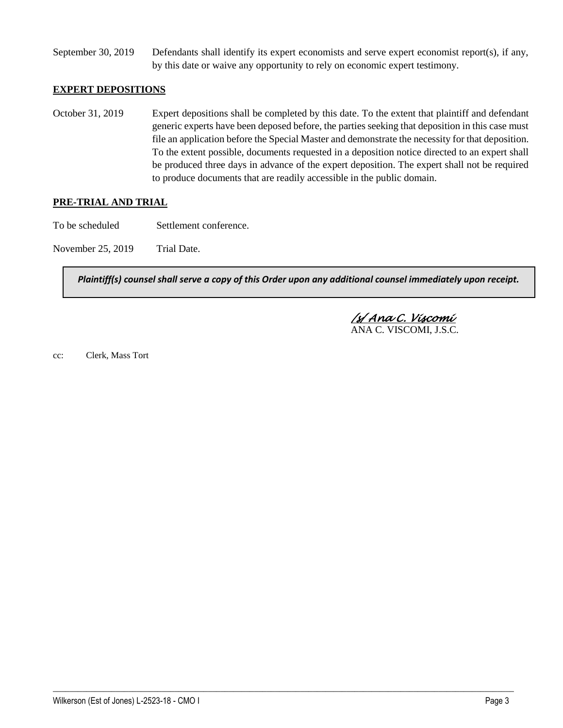September 30, 2019 Defendants shall identify its expert economists and serve expert economist report(s), if any, by this date or waive any opportunity to rely on economic expert testimony.

**EXPERT DEPOSITIONS**

October 31, 2019 Expert depositions shall be completed by this date. To the extent that plaintiff and defendant generic experts have been deposed before, the parties seeking that deposition in this case must file an application before the Special Master and demonstrate the necessity for that deposition. To the extent possible, documents requested in a deposition notice directed to an expert shall be produced three days in advance of the expert deposition. The expert shall not be required to produce documents that are readily accessible in the public domain.

**PRE-TRIAL AND TRIAL**

To be scheduled Settlement conference.

November 25, 2019 Trial Date.

***Plaintiff(s) counsel shall serve a copy of this Order upon any additional counsel immediately upon receipt.***

/s/ Ana C. Viscomi
ANA C. VISCOMI, J.S.C.

cc: Clerk, Mass Tort